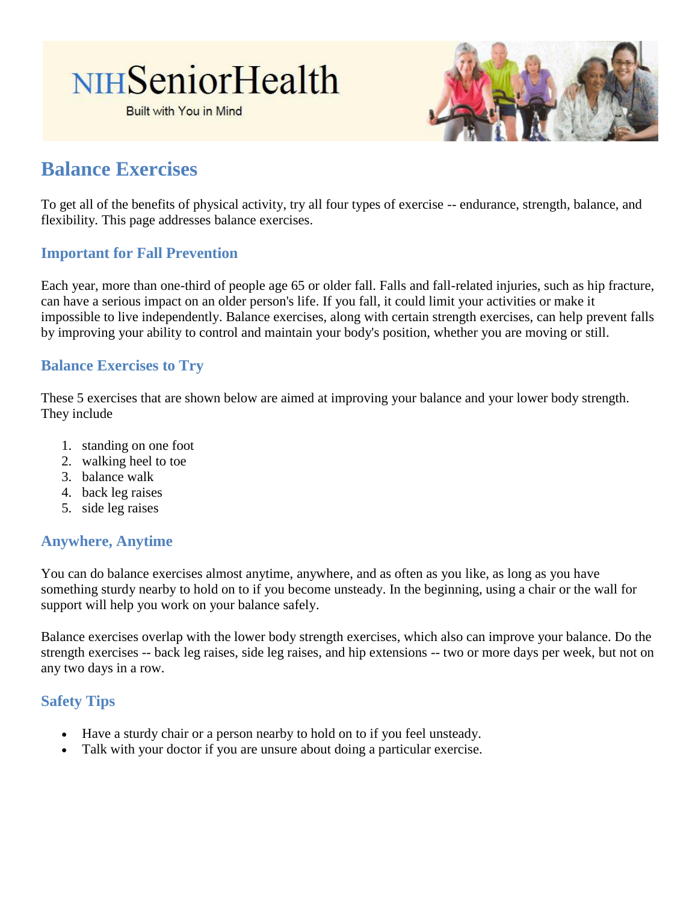NIHSeniorHealth

Built with You in Mind

# Balance Exercises

To get all of the benefits of physical activity, try all four types of exercise -- endurance, strength, balance, and flexibility. This page addresses balance exercises.

## Important for Fall Prevention

Each year, more than one-third of people age 65 or older fall. Falls and fall-related injuries, such as hip fracture, can have a serious impact on an older person's life. If you fall, it could limit your activities or make it impossible to live independently. Balance exercises, along with certain strength exercises, can help prevent falls by improving your ability to control and maintain your body's position, whether you are moving or still.

## Balance Exercises to Try

These 5 exercises that are shown below are aimed at improving your balance and your lower body strength. They include

1. standing on one foot
2. walking heel to toe
3. balance walk
4. back leg raises
5. side leg raises

## Anywhere, Anytime

You can do balance exercises almost anytime, anywhere, and as often as you like, as long as you have something sturdy nearby to hold on to if you become unsteady. In the beginning, using a chair or the wall for support will help you work on your balance safely.

Balance exercises overlap with the lower body strength exercises, which also can improve your balance. Do the strength exercises -- back leg raises, side leg raises, and hip extensions -- two or more days per week, but not on any two days in a row.

## Safety Tips

- Have a sturdy chair or a person nearby to hold on to if you feel unsteady.
- Talk with your doctor if you are unsure about doing a particular exercise.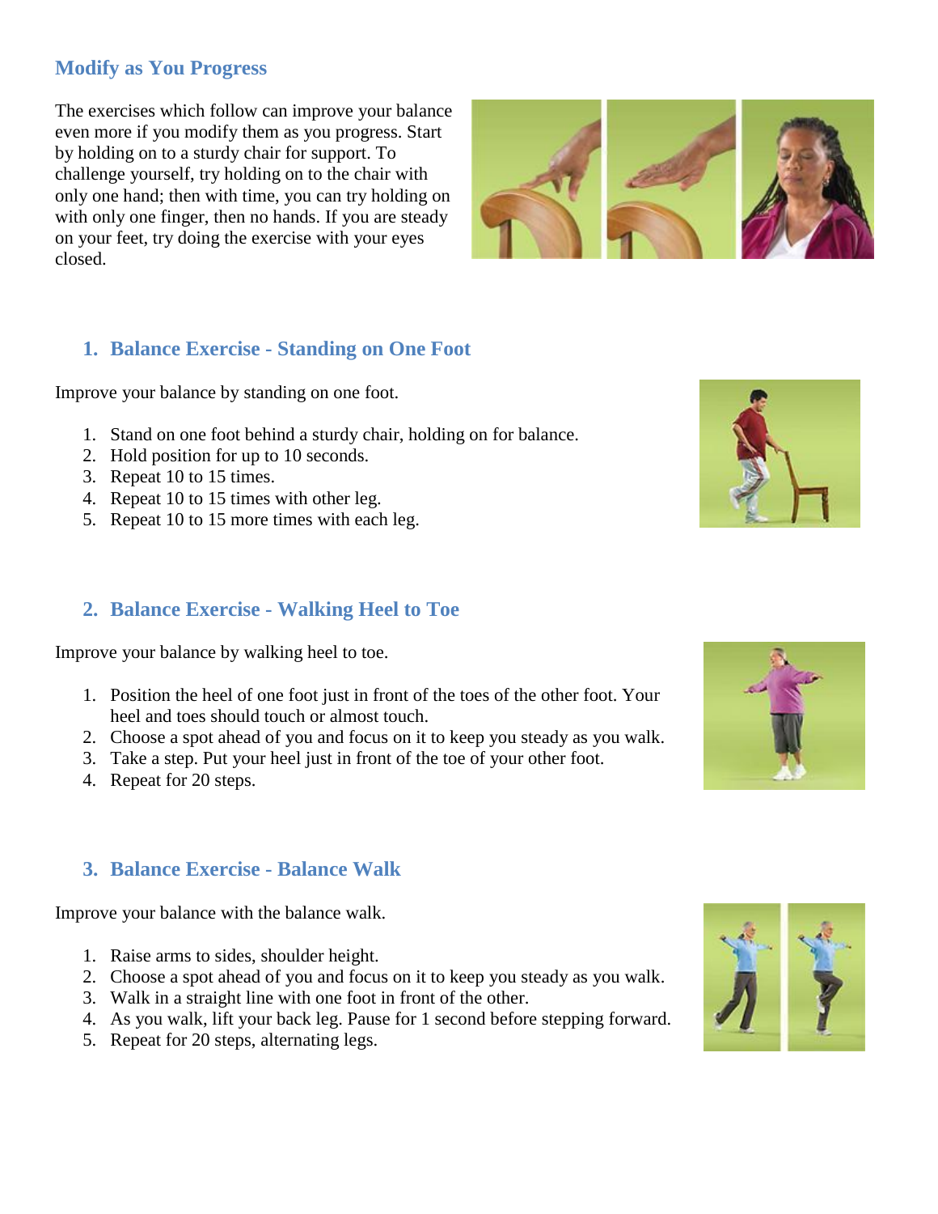## Modify as You Progress

The exercises which follow can improve your balance even more if you modify them as you progress. Start by holding on to a sturdy chair for support. To challenge yourself, try holding on to the chair with only one hand; then with time, you can try holding on with only one finger, then no hands. If you are steady on your feet, try doing the exercise with your eyes closed.

### 1. Balance Exercise - Standing on One Foot

Improve your balance by standing on one foot.

1. Stand on one foot behind a sturdy chair, holding on for balance.
2. Hold position for up to 10 seconds.
3. Repeat 10 to 15 times.
4. Repeat 10 to 15 times with other leg.
5. Repeat 10 to 15 more times with each leg.

### 2. Balance Exercise - Walking Heel to Toe

Improve your balance by walking heel to toe.

1. Position the heel of one foot just in front of the toes of the other foot. Your heel and toes should touch or almost touch.
2. Choose a spot ahead of you and focus on it to keep you steady as you walk.
3. Take a step. Put your heel just in front of the toe of your other foot.
4. Repeat for 20 steps.

### 3. Balance Exercise - Balance Walk

Improve your balance with the balance walk.

1. Raise arms to sides, shoulder height.
2. Choose a spot ahead of you and focus on it to keep you steady as you walk.
3. Walk in a straight line with one foot in front of the other.
4. As you walk, lift your back leg. Pause for 1 second before stepping forward.
5. Repeat for 20 steps, alternating legs.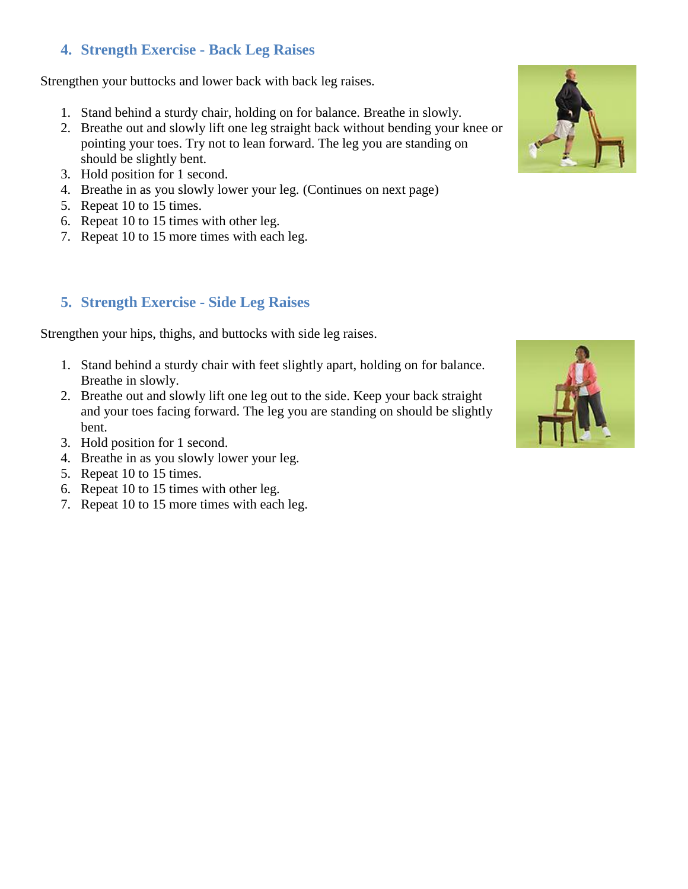## 4. Strength Exercise - Back Leg Raises

Strengthen your buttocks and lower back with back leg raises.

1. Stand behind a sturdy chair, holding on for balance. Breathe in slowly.
2. Breathe out and slowly lift one leg straight back without bending your knee or pointing your toes. Try not to lean forward. The leg you are standing on should be slightly bent.
3. Hold position for 1 second.
4. Breathe in as you slowly lower your leg. (Continues on next page)
5. Repeat 10 to 15 times.
6. Repeat 10 to 15 times with other leg.
7. Repeat 10 to 15 more times with each leg.

## 5. Strength Exercise - Side Leg Raises

Strengthen your hips, thighs, and buttocks with side leg raises.

1. Stand behind a sturdy chair with feet slightly apart, holding on for balance. Breathe in slowly.
2. Breathe out and slowly lift one leg out to the side. Keep your back straight and your toes facing forward. The leg you are standing on should be slightly bent.
3. Hold position for 1 second.
4. Breathe in as you slowly lower your leg.
5. Repeat 10 to 15 times.
6. Repeat 10 to 15 times with other leg.
7. Repeat 10 to 15 more times with each leg.